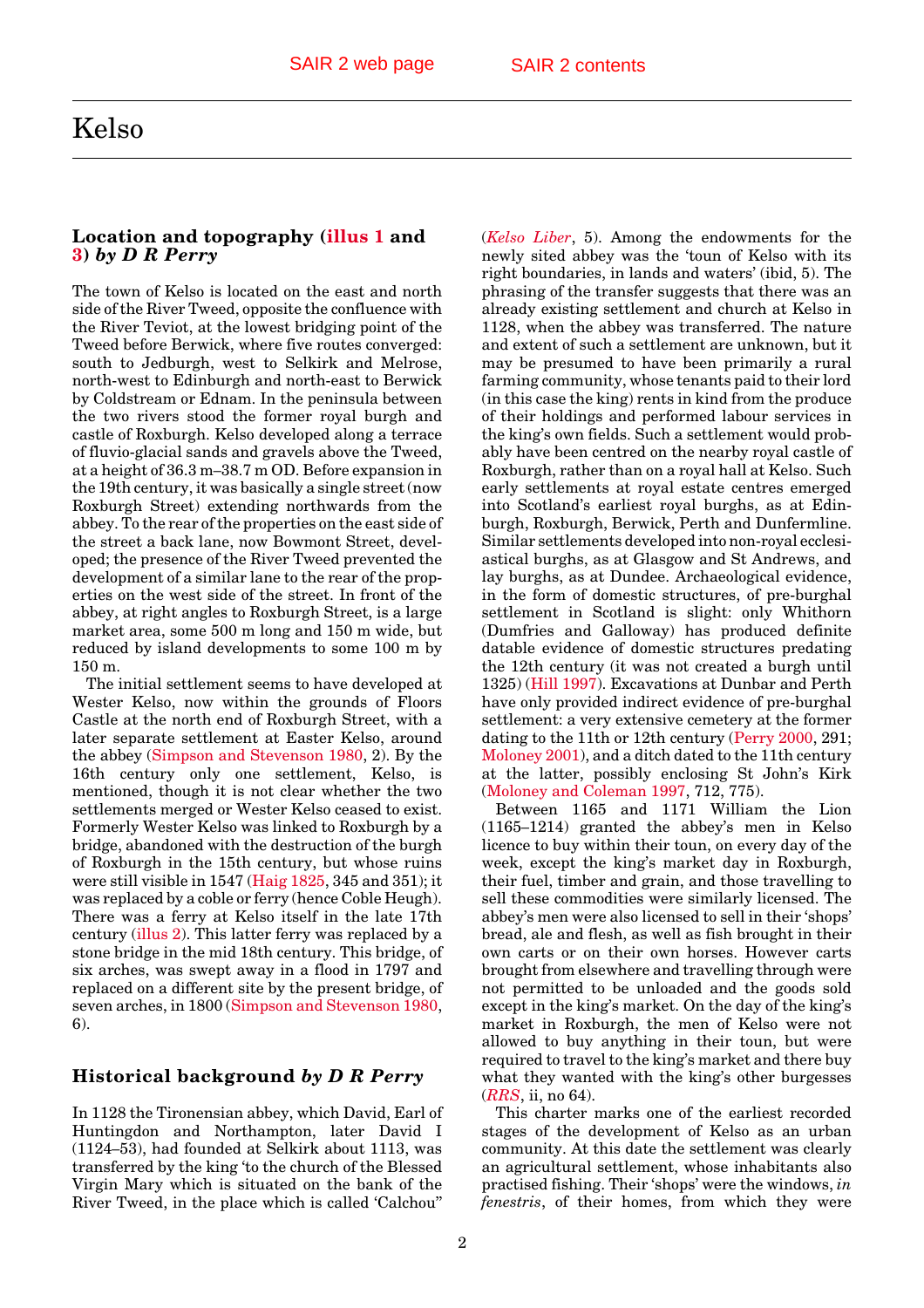# Kelso

## Location and topography (illus 1 and 3) *by D R Perry*

The town of Kelso is located on the east and north side of the River Tweed, opposite the confluence with the River Teviot, at the lowest bridging point of the Tweed before Berwick, where five routes converged: south to Jedburgh, west to Selkirk and Melrose, north-west to Edinburgh and north-east to Berwick by Coldstream or Ednam. In the peninsula between the two rivers stood the former royal burgh and castle of Roxburgh. Kelso developed along a terrace of fluvio-glacial sands and gravels above the Tweed, at a height of 36.3 m–38.7 m OD. Before expansion in the 19th century, it was basically a single street (now Roxburgh Street) extending northwards from the abbey. To the rear of the properties on the east side of the street a back lane, now Bowmont Street, developed; the presence of the River Tweed prevented the development of a similar lane to the rear of the properties on the west side of the street. In front of the abbey, at right angles to Roxburgh Street, is a large market area, some 500 m long and 150 m wide, but reduced by island developments to some 100 m by 150 m.

The initial settlement seems to have developed at Wester Kelso, now within the grounds of Floors Castle at the north end of Roxburgh Street, with a later separate settlement at Easter Kelso, around the abbey (Simpson and Stevenson 1980, 2). By the 16th century only one settlement, Kelso, is mentioned, though it is not clear whether the two settlements merged or Wester Kelso ceased to exist. Formerly Wester Kelso was linked to Roxburgh by a bridge, abandoned with the destruction of the burgh of Roxburgh in the 15th century, but whose ruins were still visible in 1547 (Haig 1825, 345 and 351); it was replaced by a coble or ferry (hence Coble Heugh). There was a ferry at Kelso itself in the late 17th century (illus 2). This latter ferry was replaced by a stone bridge in the mid 18th century. This bridge, of six arches, was swept away in a flood in 1797 and replaced on a different site by the present bridge, of seven arches, in 1800 (Simpson and Stevenson 1980, 6).

## Historical background *by D R Perry*

In 1128 the Tironensian abbey, which David, Earl of Huntingdon and Northampton, later David I (1124–53), had founded at Selkirk about 1113, was transferred by the king 'to the church of the Blessed Virgin Mary which is situated on the bank of the River Tweed, in the place which is called 'Calchou'' (*Kelso Liber*, 5). Among the endowments for the newly sited abbey was the 'toun of Kelso with its right boundaries, in lands and waters' (ibid, 5). The phrasing of the transfer suggests that there was an already existing settlement and church at Kelso in 1128, when the abbey was transferred. The nature and extent of such a settlement are unknown, but it may be presumed to have been primarily a rural farming community, whose tenants paid to their lord (in this case the king) rents in kind from the produce of their holdings and performed labour services in the king's own fields. Such a settlement would probably have been centred on the nearby royal castle of Roxburgh, rather than on a royal hall at Kelso. Such early settlements at royal estate centres emerged into Scotland's earliest royal burghs, as at Edinburgh, Roxburgh, Berwick, Perth and Dunfermline. Similar settlements developed into non-royal ecclesiastical burghs, as at Glasgow and St Andrews, and lay burghs, as at Dundee. Archaeological evidence, in the form of domestic structures, of pre-burghal settlement in Scotland is slight: only Whithorn (Dumfries and Galloway) has produced definite datable evidence of domestic structures predating the 12th century (it was not created a burgh until 1325) (Hill 1997). Excavations at Dunbar and Perth have only provided indirect evidence of pre-burghal settlement: a very extensive cemetery at the former dating to the 11th or 12th century (Perry 2000, 291; Moloney 2001), and a ditch dated to the 11th century at the latter, possibly enclosing St John's Kirk (Moloney and Coleman 1997, 712, 775).

Between 1165 and 1171 William the Lion (1165–1214) granted the abbey's men in Kelso licence to buy within their toun, on every day of the week, except the king's market day in Roxburgh, their fuel, timber and grain, and those travelling to sell these commodities were similarly licensed. The abbey's men were also licensed to sell in their 'shops' bread, ale and flesh, as well as fish brought in their own carts or on their own horses. However carts brought from elsewhere and travelling through were not permitted to be unloaded and the goods sold except in the king's market. On the day of the king's market in Roxburgh, the men of Kelso were not allowed to buy anything in their toun, but were required to travel to the king's market and there buy what they wanted with the king's other burgesses (*RRS*, ii, no 64).

This charter marks one of the earliest recorded stages of the development of Kelso as an urban community. At this date the settlement was clearly an agricultural settlement, whose inhabitants also practised fishing. Their 'shops' were the windows, *in fenestris*, of their homes, from which they were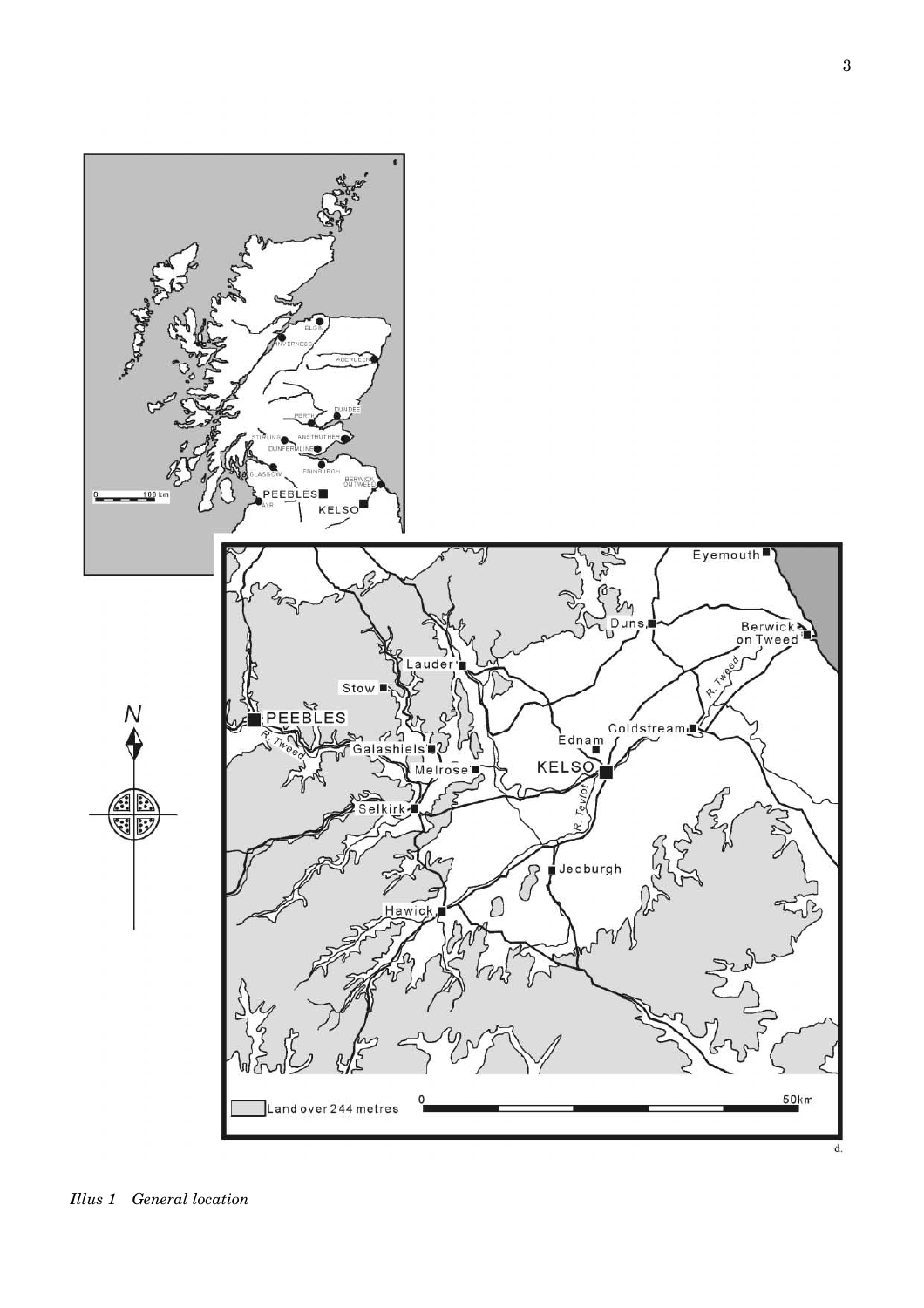*Illus 1 General location*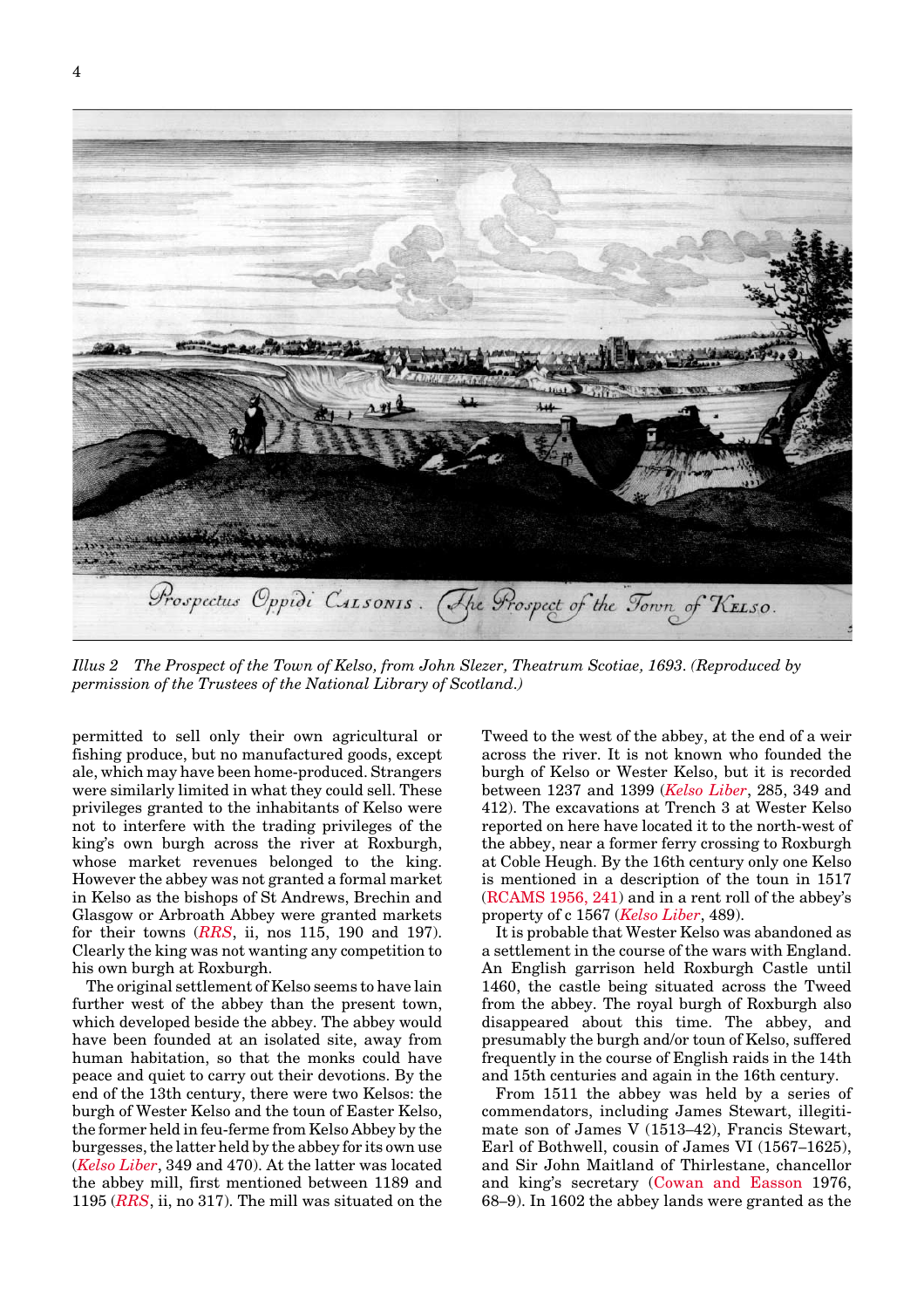Illus 2 *The Prospect of the Town of Kelso, from John Slezer, Theatrum Scotiae, 1693. (Reproduced by permission of the Trustees of the National Library of Scotland.)*

permitted to sell only their own agricultural or fishing produce, but no manufactured goods, except ale, which may have been home-produced. Strangers were similarly limited in what they could sell. These privileges granted to the inhabitants of Kelso were not to interfere with the trading privileges of the king's own burgh across the river at Roxburgh, whose market revenues belonged to the king. However the abbey was not granted a formal market in Kelso as the bishops of St Andrews, Brechin and Glasgow or Arbroath Abbey were granted markets for their towns (*RRS*, ii, nos 115, 190 and 197). Clearly the king was not wanting any competition to his own burgh at Roxburgh.

The original settlement of Kelso seems to have lain further west of the abbey than the present town, which developed beside the abbey. The abbey would have been founded at an isolated site, away from human habitation, so that the monks could have peace and quiet to carry out their devotions. By the end of the 13th century, there were two Kelsos: the burgh of Wester Kelso and the toun of Easter Kelso, the former held in feu-ferme from Kelso Abbey by the burgesses, the latter held by the abbey for its own use (*Kelso Liber*, 349 and 470). At the latter was located the abbey mill, first mentioned between 1189 and 1195 (*RRS*, ii, no 317). The mill was situated on the Tweed to the west of the abbey, at the end of a weir across the river. It is not known who founded the burgh of Kelso or Wester Kelso, but it is recorded between 1237 and 1399 (*Kelso Liber*, 285, 349 and 412). The excavations at Trench 3 at Wester Kelso reported on here have located it to the north-west of the abbey, near a former ferry crossing to Roxburgh at Coble Heugh. By the 16th century only one Kelso is mentioned in a description of the toun in 1517 (RCAMS 1956, 241) and in a rent roll of the abbey's property of c 1567 (*Kelso Liber*, 489).

It is probable that Wester Kelso was abandoned as a settlement in the course of the wars with England. An English garrison held Roxburgh Castle until 1460, the castle being situated across the Tweed from the abbey. The royal burgh of Roxburgh also disappeared about this time. The abbey, and presumably the burgh and/or toun of Kelso, suffered frequently in the course of English raids in the 14th and 15th centuries and again in the 16th century.

From 1511 the abbey was held by a series of commendators, including James Stewart, illegitimate son of James V (1513–42), Francis Stewart, Earl of Bothwell, cousin of James VI (1567–1625), and Sir John Maitland of Thirlestane, chancellor and king's secretary (Cowan and Easson 1976, 68–9). In 1602 the abbey lands were granted as the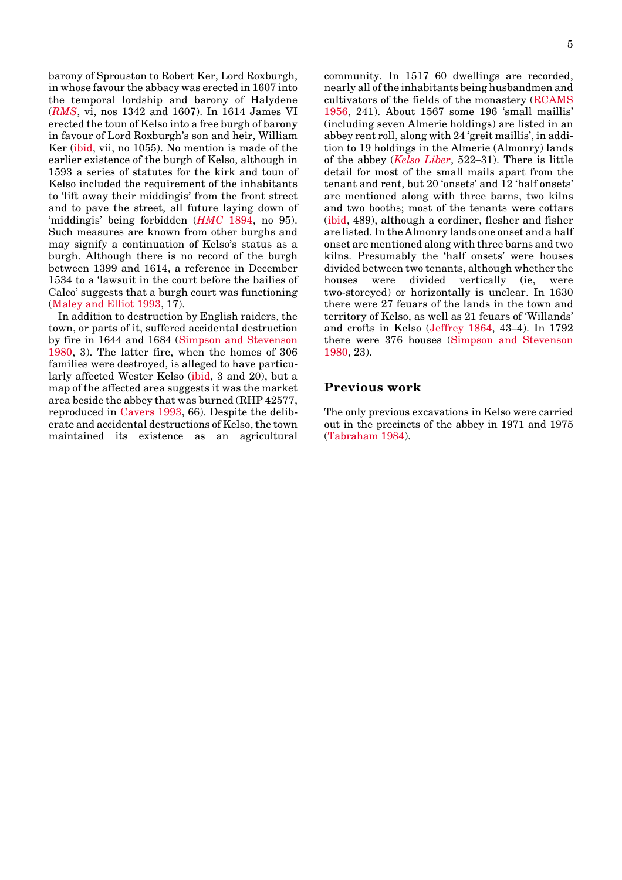barony of Sprouston to Robert Ker, Lord Roxburgh, in whose favour the abbacy was erected in 1607 into the temporal lordship and barony of Halydene (*RMS*, vi, nos 1342 and 1607). In 1614 James VI erected the toun of Kelso into a free burgh of barony in favour of Lord Roxburgh's son and heir, William Ker (ibid, vii, no 1055). No mention is made of the earlier existence of the burgh of Kelso, although in 1593 a series of statutes for the kirk and toun of Kelso included the requirement of the inhabitants to 'lift away their middingis' from the front street and to pave the street, all future laying down of 'middingis' being forbidden (*HMC* 1894, no 95). Such measures are known from other burghs and may signify a continuation of Kelso's status as a burgh. Although there is no record of the burgh between 1399 and 1614, a reference in December 1534 to a 'lawsuit in the court before the bailies of Calco' suggests that a burgh court was functioning (Maley and Elliot 1993, 17).

In addition to destruction by English raiders, the town, or parts of it, suffered accidental destruction by fire in 1644 and 1684 (Simpson and Stevenson 1980, 3). The latter fire, when the homes of 306 families were destroyed, is alleged to have particularly affected Wester Kelso (ibid, 3 and 20), but a map of the affected area suggests it was the market area beside the abbey that was burned (RHP 42577, reproduced in Cavers 1993, 66). Despite the deliberate and accidental destructions of Kelso, the town maintained its existence as an agricultural community. In 1517 60 dwellings are recorded, nearly all of the inhabitants being husbandmen and cultivators of the fields of the monastery (RCAMS 1956, 241). About 1567 some 196 'small maillis' (including seven Almerie holdings) are listed in an abbey rent roll, along with 24 'greit maillis', in addition to 19 holdings in the Almerie (Almonry) lands of the abbey (*Kelso Liber*, 522–31). There is little detail for most of the small mails apart from the tenant and rent, but 20 'onsets' and 12 'half onsets' are mentioned along with three barns, two kilns and two booths; most of the tenants were cottars (ibid, 489), although a cordiner, flesher and fisher are listed. In the Almonry lands one onset and a half onset are mentioned along with three barns and two kilns. Presumably the 'half onsets' were houses divided between two tenants, although whether the houses were divided vertically (ie, were two-storeyed) or horizontally is unclear. In 1630 there were 27 feuars of the lands in the town and territory of Kelso, as well as 21 feuars of 'Willands' and crofts in Kelso (Jeffrey 1864, 43–4). In 1792 there were 376 houses (Simpson and Stevenson 1980, 23).

## Previous work

The only previous excavations in Kelso were carried out in the precincts of the abbey in 1971 and 1975 (Tabraham 1984).